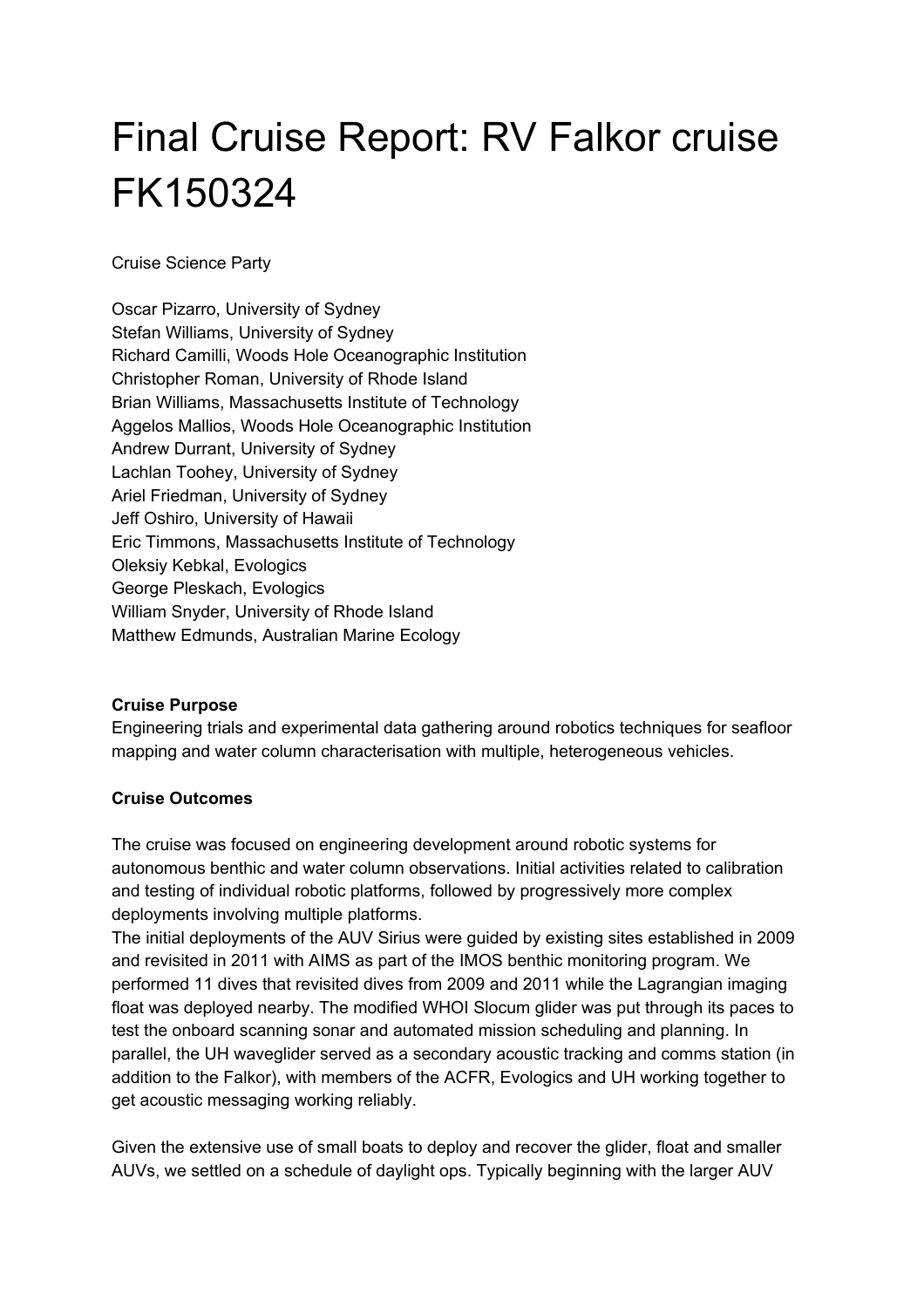# Final Cruise Report: RV Falkor cruise FK150324

Cruise Science Party

Oscar Pizarro, University of Sydney
Stefan Williams, University of Sydney
Richard Camilli, Woods Hole Oceanographic Institution
Christopher Roman, University of Rhode Island
Brian Williams, Massachusetts Institute of Technology
Aggelos Mallios, Woods Hole Oceanographic Institution
Andrew Durrant, University of Sydney
Lachlan Toohey, University of Sydney
Ariel Friedman, University of Sydney
Jeff Oshiro, University of Hawaii
Eric Timmons, Massachusetts Institute of Technology
Oleksiy Kebkal, Evologics
George Pleskach, Evologics
William Snyder, University of Rhode Island
Matthew Edmunds, Australian Marine Ecology

**Cruise Purpose**

Engineering trials and experimental data gathering around robotics techniques for seafloor mapping and water column characterisation with multiple, heterogeneous vehicles.

**Cruise Outcomes**

The cruise was focused on engineering development around robotic systems for autonomous benthic and water column observations. Initial activities related to calibration and testing of individual robotic platforms, followed by progressively more complex deployments involving multiple platforms.

The initial deployments of the AUV Sirius were guided by existing sites established in 2009 and revisited in 2011 with AIMS as part of the IMOS benthic monitoring program. We performed 11 dives that revisited dives from 2009 and 2011 while the Lagrangian imaging float was deployed nearby. The modified WHOI Slocum glider was put through its paces to test the onboard scanning sonar and automated mission scheduling and planning. In parallel, the UH waveglider served as a secondary acoustic tracking and comms station (in addition to the Falkor), with members of the ACFR, Evologics and UH working together to get acoustic messaging working reliably.

Given the extensive use of small boats to deploy and recover the glider, float and smaller AUVs, we settled on a schedule of daylight ops. Typically beginning with the larger AUV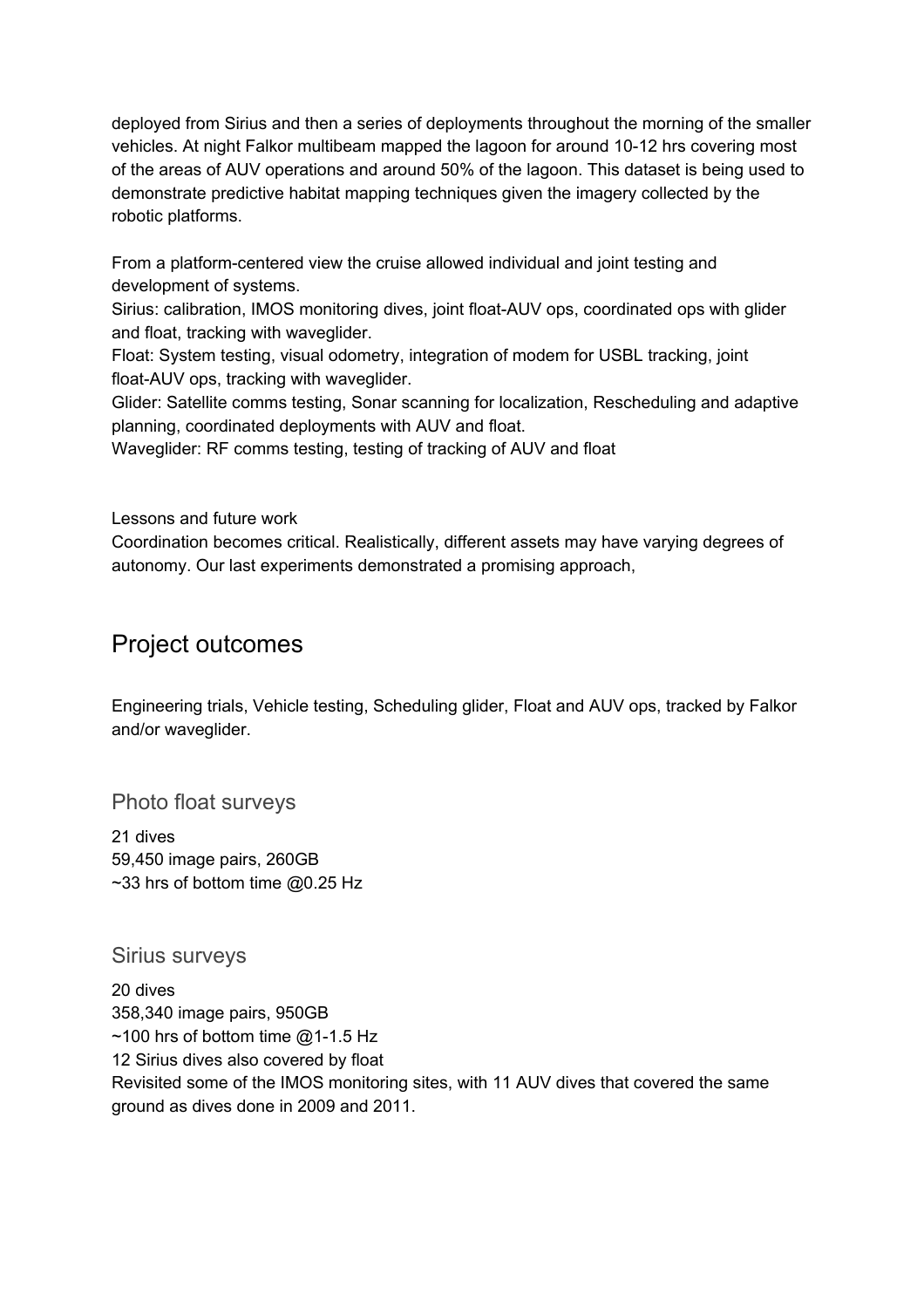deployed from Sirius and then a series of deployments throughout the morning of the smaller vehicles. At night Falkor multibeam mapped the lagoon for around 10-12 hrs covering most of the areas of AUV operations and around 50% of the lagoon. This dataset is being used to demonstrate predictive habitat mapping techniques given the imagery collected by the robotic platforms.

From a platform-centered view the cruise allowed individual and joint testing and development of systems.
Sirius: calibration, IMOS monitoring dives, joint float-AUV ops, coordinated ops with glider and float, tracking with waveglider.
Float: System testing, visual odometry, integration of modem for USBL tracking, joint float-AUV ops, tracking with waveglider.
Glider: Satellite comms testing, Sonar scanning for localization, Rescheduling and adaptive planning, coordinated deployments with AUV and float.
Waveglider: RF comms testing, testing of tracking of AUV and float

Lessons and future work
Coordination becomes critical. Realistically, different assets may have varying degrees of autonomy. Our last experiments demonstrated a promising approach,

# Project outcomes

Engineering trials, Vehicle testing, Scheduling glider, Float and AUV ops, tracked by Falkor and/or waveglider.

## Photo float surveys

21 dives
59,450 image pairs, 260GB
~33 hrs of bottom time @0.25 Hz

## Sirius surveys

20 dives
358,340 image pairs, 950GB
~100 hrs of bottom time @1-1.5 Hz
12 Sirius dives also covered by float
Revisited some of the IMOS monitoring sites, with 11 AUV dives that covered the same ground as dives done in 2009 and 2011.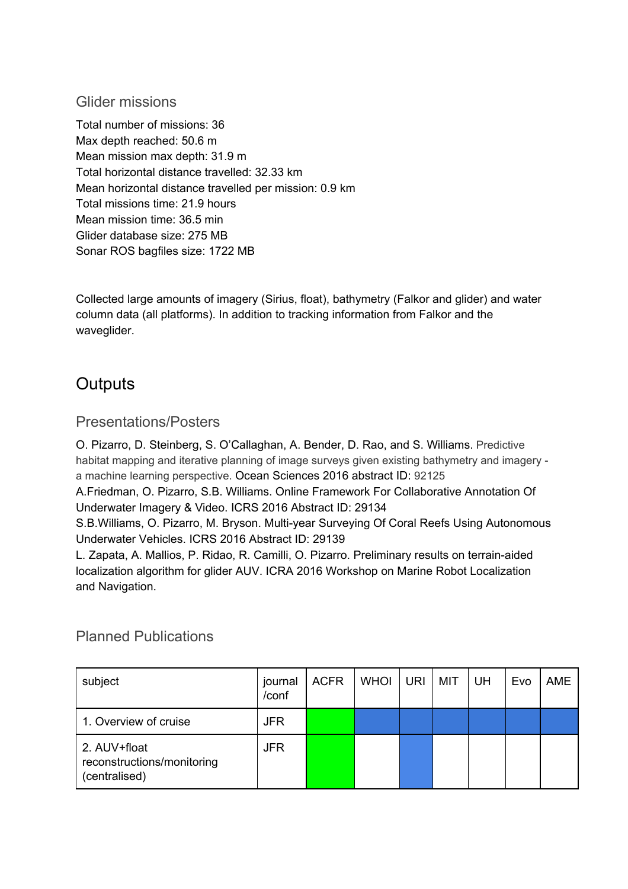### Glider missions

Total number of missions: 36
Max depth reached: 50.6 m
Mean mission max depth: 31.9 m
Total horizontal distance travelled: 32.33 km
Mean horizontal distance travelled per mission: 0.9 km
Total missions time: 21.9 hours
Mean mission time: 36.5 min
Glider database size: 275 MB
Sonar ROS bagfiles size: 1722 MB

Collected large amounts of imagery (Sirius, float), bathymetry (Falkor and glider) and water column data (all platforms). In addition to tracking information from Falkor and the waveglider.

## Outputs

### Presentations/Posters

O. Pizarro, D. Steinberg, S. O'Callaghan, A. Bender, D. Rao, and S. Williams. Predictive habitat mapping and iterative planning of image surveys given existing bathymetry and imagery - a machine learning perspective. Ocean Sciences 2016 abstract ID: 92125
A.Friedman, O. Pizarro, S.B. Williams. Online Framework For Collaborative Annotation Of Underwater Imagery & Video. ICRS 2016 Abstract ID: 29134
S.B.Williams, O. Pizarro, M. Bryson. Multi-year Surveying Of Coral Reefs Using Autonomous Underwater Vehicles. ICRS 2016 Abstract ID: 29139
L. Zapata, A. Mallios, P. Ridao, R. Camilli, O. Pizarro. Preliminary results on terrain-aided localization algorithm for glider AUV. ICRA 2016 Workshop on Marine Robot Localization and Navigation.

### Planned Publications

| subject | journal /conf | ACFR | WHOI | URI | MIT | UH | Evo | AME |
|---|---|---|---|---|---|---|---|---|
| 1. Overview of cruise | JFR | | | | | | | |
| 2. AUV+float reconstructions/monitoring (centralised) | JFR | | | | | | | |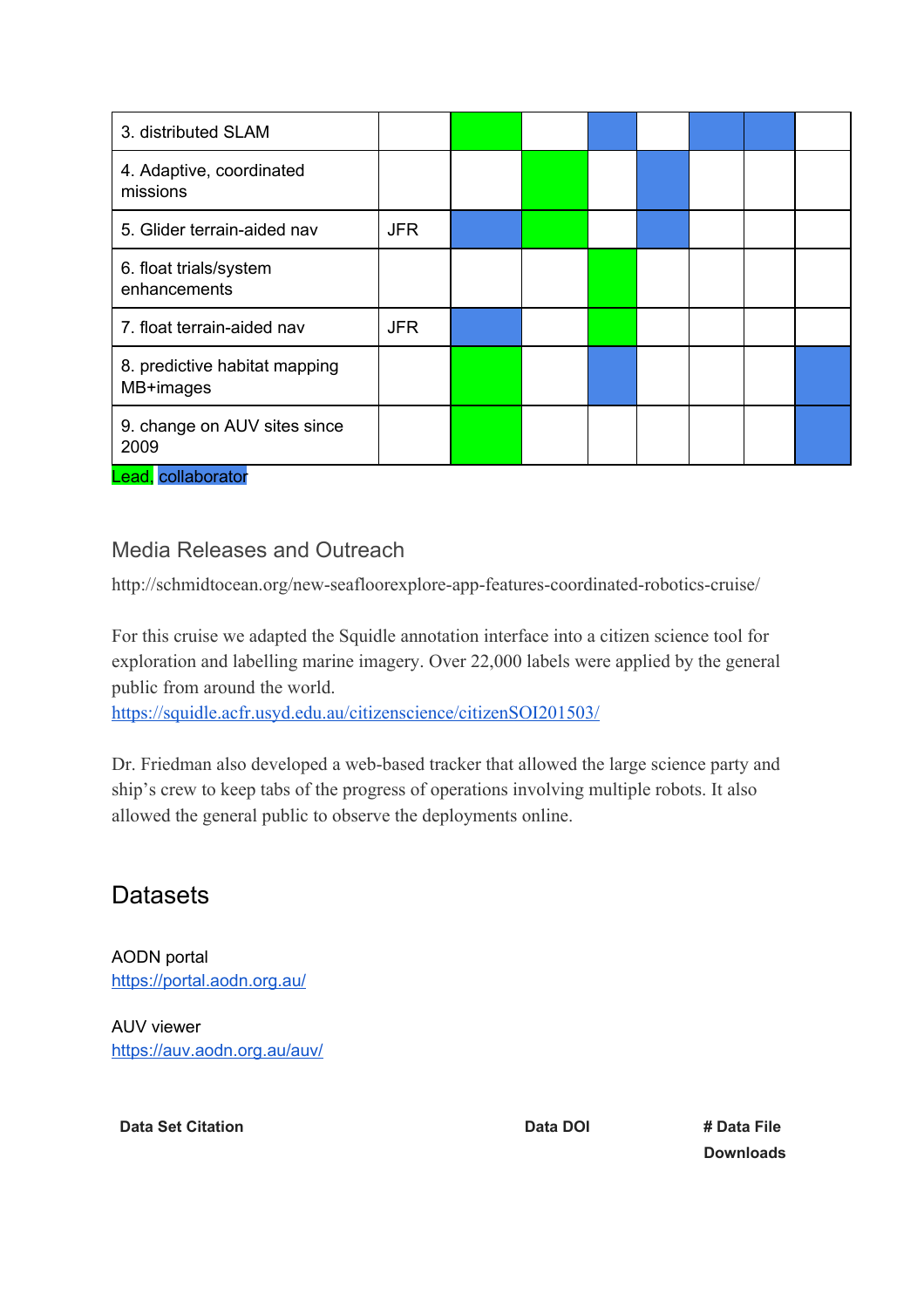| 3. distributed SLAM | | Lead | | Collaborator | | Collaborator | Collaborator | |
|---|---|---|---|---|---|---|---|---|
| 4. Adaptive, coordinated missions | | | Lead | | Collaborator | | | |
| 5. Glider terrain-aided nav | JFR | Collaborator | Lead | | Collaborator | | | |
| 6. float trials/system enhancements | | | | Lead | | | | |
| 7. float terrain-aided nav | JFR | Collaborator | | Lead | | | | |
| 8. predictive habitat mapping MB+images | | Lead | | Collaborator | | | | Collaborator |
| 9. change on AUV sites since 2009 | | Lead | | | | | | Collaborator |

Lead, collaborator

### Media Releases and Outreach

http://schmidtocean.org/new-seafloorexplore-app-features-coordinated-robotics-cruise/

For this cruise we adapted the Squidle annotation interface into a citizen science tool for exploration and labelling marine imagery. Over 22,000 labels were applied by the general public from around the world.
https://squidle.acfr.usyd.edu.au/citizenscience/citizenSOI201503/

Dr. Friedman also developed a web-based tracker that allowed the large science party and ship's crew to keep tabs of the progress of operations involving multiple robots. It also allowed the general public to observe the deployments online.

## Datasets

AODN portal
https://portal.aodn.org.au/

AUV viewer
https://auv.aodn.org.au/auv/

| Data Set Citation | Data DOI | # Data File Downloads |
|---|---|---|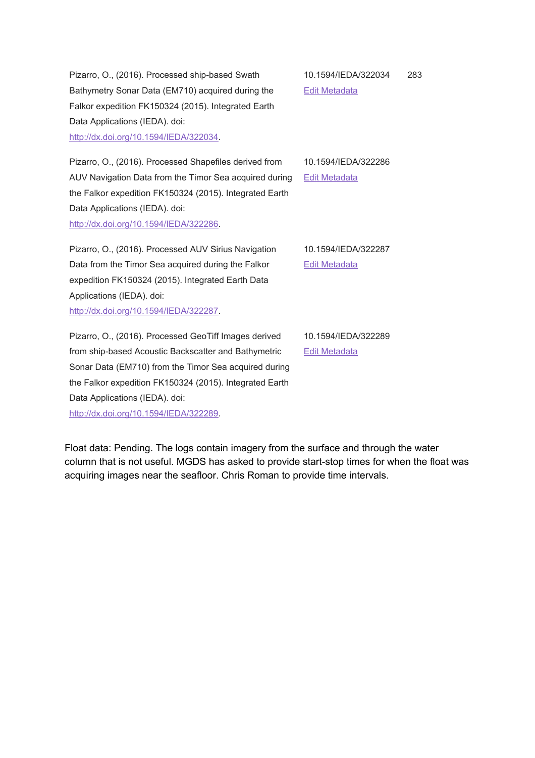| | | |
|---|---|---|
| Pizarro, O., (2016). Processed ship-based Swath Bathymetry Sonar Data (EM710) acquired during the Falkor expedition FK150324 (2015). Integrated Earth Data Applications (IEDA). doi: http://dx.doi.org/10.1594/IEDA/322034. | 10.1594/IEDA/322034 Edit Metadata | 283 |
| Pizarro, O., (2016). Processed Shapefiles derived from AUV Navigation Data from the Timor Sea acquired during the Falkor expedition FK150324 (2015). Integrated Earth Data Applications (IEDA). doi: http://dx.doi.org/10.1594/IEDA/322286. | 10.1594/IEDA/322286 Edit Metadata | |
| Pizarro, O., (2016). Processed AUV Sirius Navigation Data from the Timor Sea acquired during the Falkor expedition FK150324 (2015). Integrated Earth Data Applications (IEDA). doi: http://dx.doi.org/10.1594/IEDA/322287. | 10.1594/IEDA/322287 Edit Metadata | |
| Pizarro, O., (2016). Processed GeoTiff Images derived from ship-based Acoustic Backscatter and Bathymetric Sonar Data (EM710) from the Timor Sea acquired during the Falkor expedition FK150324 (2015). Integrated Earth Data Applications (IEDA). doi: http://dx.doi.org/10.1594/IEDA/322289. | 10.1594/IEDA/322289 Edit Metadata | |

Float data: Pending. The logs contain imagery from the surface and through the water column that is not useful. MGDS has asked to provide start-stop times for when the float was acquiring images near the seafloor. Chris Roman to provide time intervals.